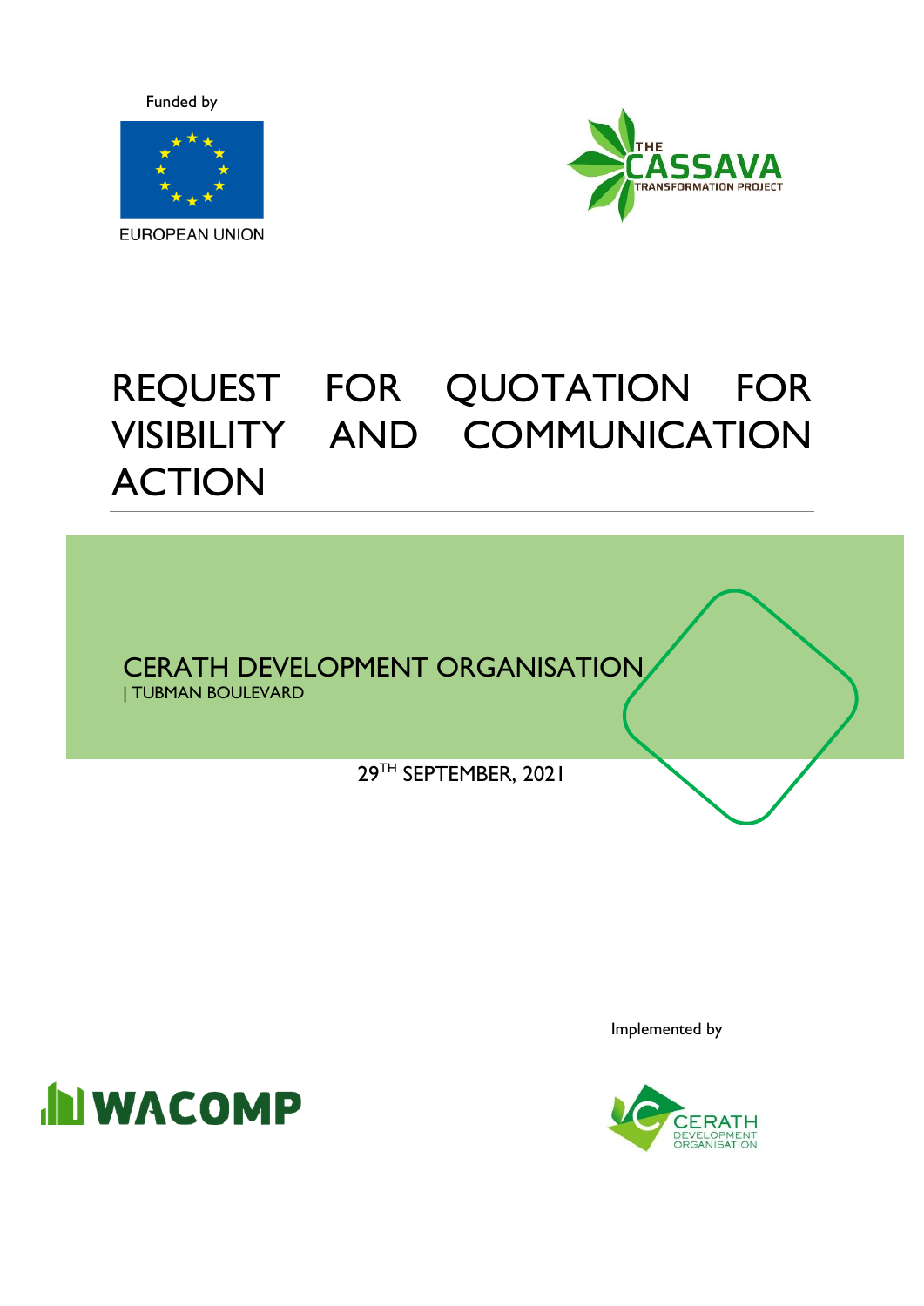Funded by

EUROPEAN UNION

THE CASSAVA TRANSFORMATION PROJECT

# REQUEST FOR QUOTATION FOR VISIBILITY AND COMMUNICATION ACTION

CERATH DEVELOPMENT ORGANISATION
| TUBMAN BOULEVARD

29TH SEPTEMBER, 2021

Implemented by

WACOMP

CERATH DEVELOPMENT ORGANISATION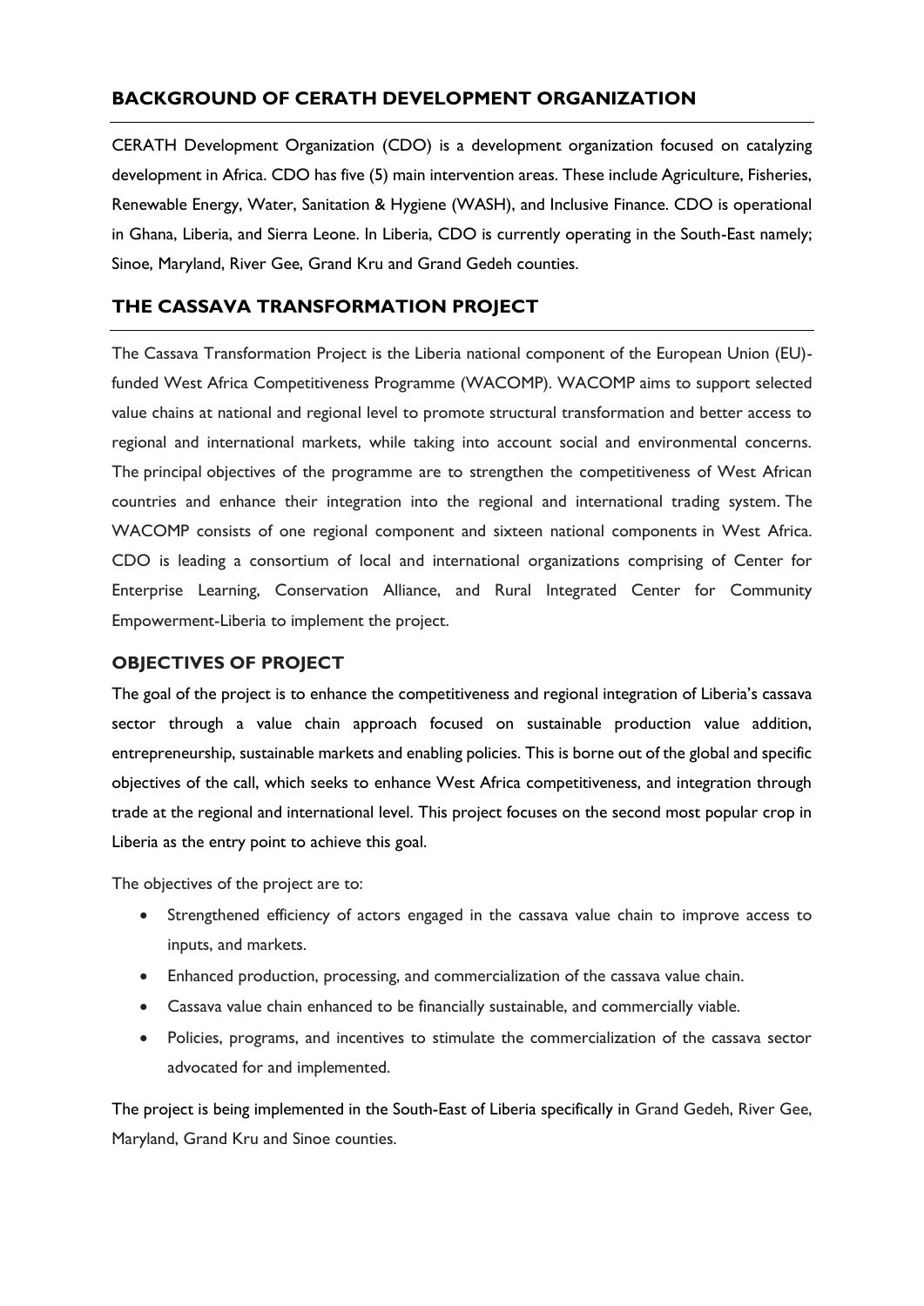## BACKGROUND OF CERATH DEVELOPMENT ORGANIZATION

CERATH Development Organization (CDO) is a development organization focused on catalyzing development in Africa. CDO has five (5) main intervention areas. These include Agriculture, Fisheries, Renewable Energy, Water, Sanitation & Hygiene (WASH), and Inclusive Finance. CDO is operational in Ghana, Liberia, and Sierra Leone. In Liberia, CDO is currently operating in the South-East namely; Sinoe, Maryland, River Gee, Grand Kru and Grand Gedeh counties.

## THE CASSAVA TRANSFORMATION PROJECT

The Cassava Transformation Project is the Liberia national component of the European Union (EU)-funded West Africa Competitiveness Programme (WACOMP). WACOMP aims to support selected value chains at national and regional level to promote structural transformation and better access to regional and international markets, while taking into account social and environmental concerns. The principal objectives of the programme are to strengthen the competitiveness of West African countries and enhance their integration into the regional and international trading system. The WACOMP consists of one regional component and sixteen national components in West Africa. CDO is leading a consortium of local and international organizations comprising of Center for Enterprise Learning, Conservation Alliance, and Rural Integrated Center for Community Empowerment-Liberia to implement the project.

### OBJECTIVES OF PROJECT

The goal of the project is to enhance the competitiveness and regional integration of Liberia's cassava sector through a value chain approach focused on sustainable production value addition, entrepreneurship, sustainable markets and enabling policies. This is borne out of the global and specific objectives of the call, which seeks to enhance West Africa competitiveness, and integration through trade at the regional and international level. This project focuses on the second most popular crop in Liberia as the entry point to achieve this goal.

The objectives of the project are to:

- Strengthened efficiency of actors engaged in the cassava value chain to improve access to inputs, and markets.
- Enhanced production, processing, and commercialization of the cassava value chain.
- Cassava value chain enhanced to be financially sustainable, and commercially viable.
- Policies, programs, and incentives to stimulate the commercialization of the cassava sector advocated for and implemented.

The project is being implemented in the South-East of Liberia specifically in Grand Gedeh, River Gee, Maryland, Grand Kru and Sinoe counties.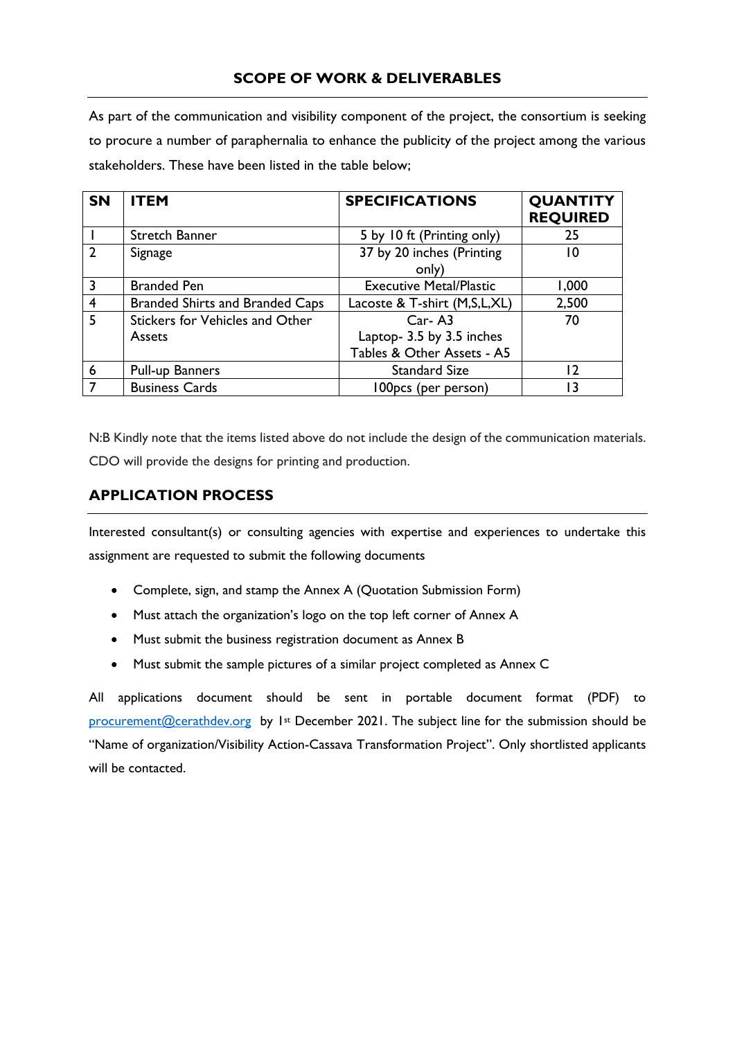## SCOPE OF WORK & DELIVERABLES

As part of the communication and visibility component of the project, the consortium is seeking to procure a number of paraphernalia to enhance the publicity of the project among the various stakeholders. These have been listed in the table below;

| SN | ITEM | SPECIFICATIONS | QUANTITY REQUIRED |
|---|---|---|---|
| 1 | Stretch Banner | 5 by 10 ft (Printing only) | 25 |
| 2 | Signage | 37 by 20 inches (Printing only) | 10 |
| 3 | Branded Pen | Executive Metal/Plastic | 1,000 |
| 4 | Branded Shirts and Branded Caps | Lacoste & T-shirt (M,S,L,XL) | 2,500 |
| 5 | Stickers for Vehicles and Other Assets | Car- A3<br>Laptop- 3.5 by 3.5 inches<br>Tables & Other Assets - A5 | 70 |
| 6 | Pull-up Banners | Standard Size | 12 |
| 7 | Business Cards | 100pcs (per person) | 13 |

N:B Kindly note that the items listed above do not include the design of the communication materials. CDO will provide the designs for printing and production.

## APPLICATION PROCESS

Interested consultant(s) or consulting agencies with expertise and experiences to undertake this assignment are requested to submit the following documents

- Complete, sign, and stamp the Annex A (Quotation Submission Form)
- Must attach the organization's logo on the top left corner of Annex A
- Must submit the business registration document as Annex B
- Must submit the sample pictures of a similar project completed as Annex C

All applications document should be sent in portable document format (PDF) to procurement@cerathdev.org by 1st December 2021. The subject line for the submission should be "Name of organization/Visibility Action-Cassava Transformation Project". Only shortlisted applicants will be contacted.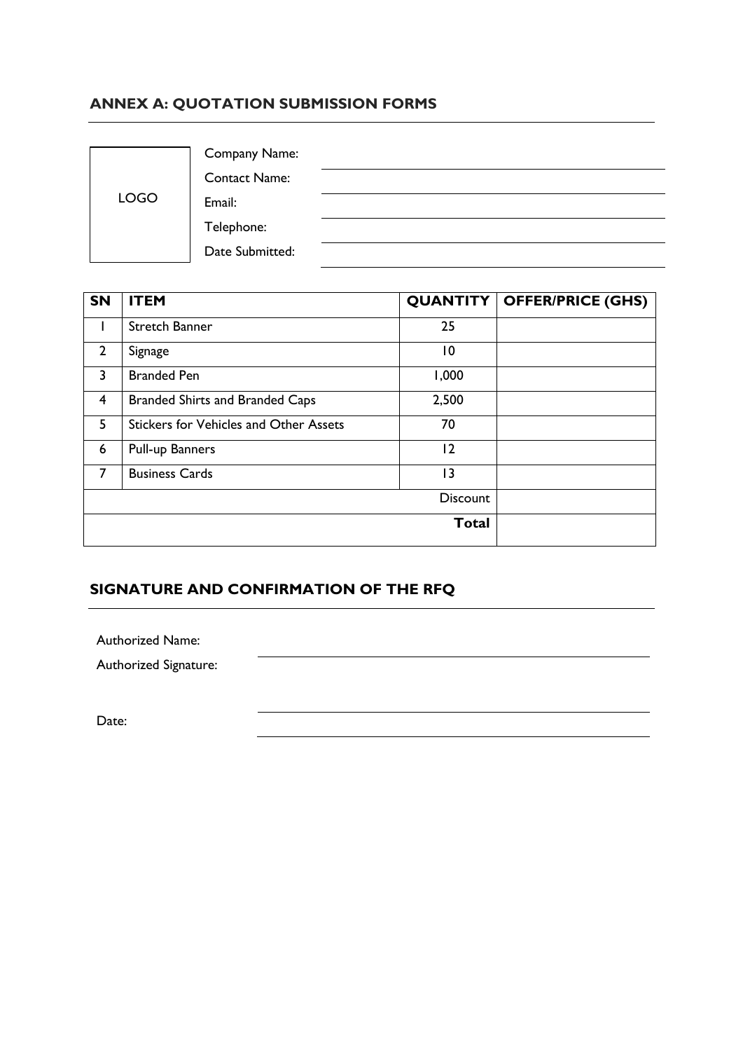## ANNEX A: QUOTATION SUBMISSION FORMS

LOGO

Company Name:

Contact Name:

Email:

Telephone:

Date Submitted:

| SN | ITEM | QUANTITY | OFFER/PRICE (GHS) |
|---|---|---|---|
| 1 | Stretch Banner | 25 | |
| 2 | Signage | 10 | |
| 3 | Branded Pen | 1,000 | |
| 4 | Branded Shirts and Branded Caps | 2,500 | |
| 5 | Stickers for Vehicles and Other Assets | 70 | |
| 6 | Pull-up Banners | 12 | |
| 7 | Business Cards | 13 | |
| | | Discount | |
| | | **Total** | |

## SIGNATURE AND CONFIRMATION OF THE RFQ

Authorized Name:

Authorized Signature:

Date: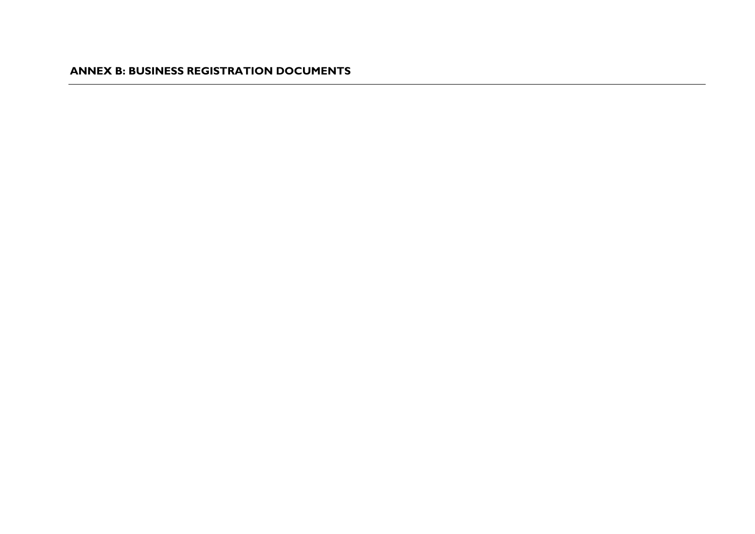## ANNEX B: BUSINESS REGISTRATION DOCUMENTS

---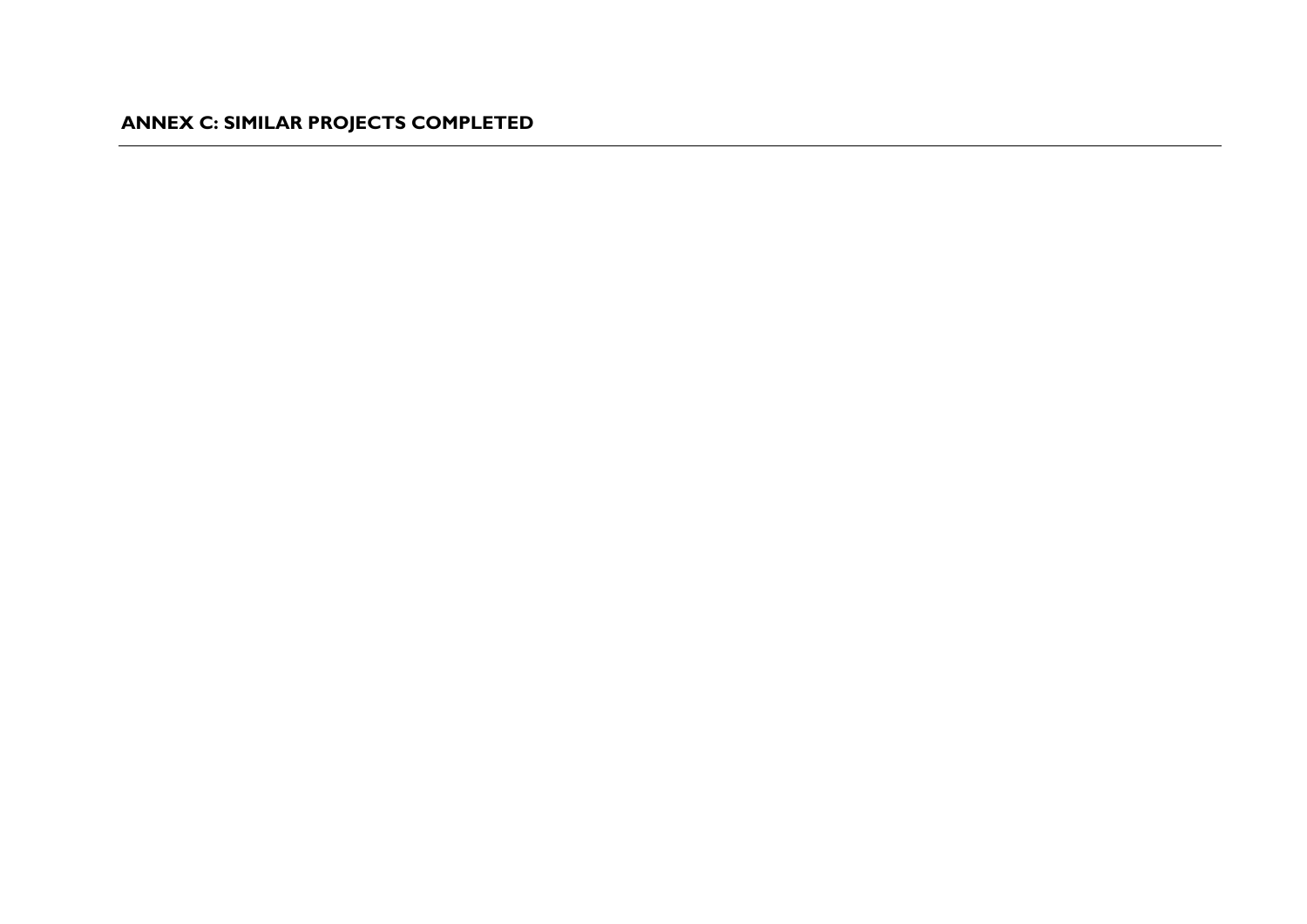## ANNEX C: SIMILAR PROJECTS COMPLETED